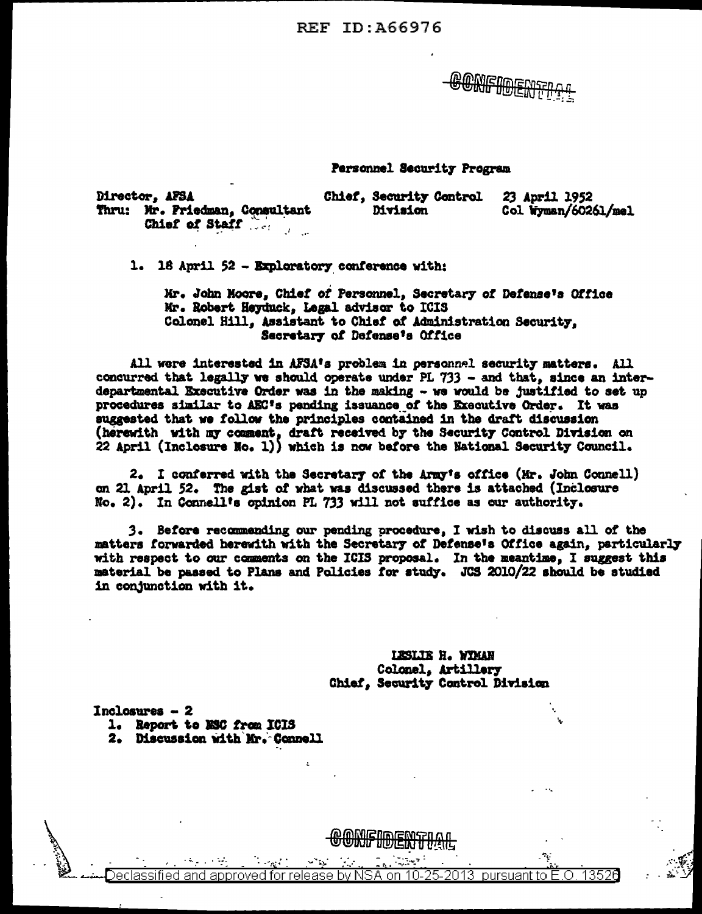REF ID:A66976

CONFIDENTIAL

**Personnel Security Program**

Director, AFSA
Thru: Mr. Friedman, Consultant
Chief of Staff

Chief, Security Control Division

23 April 1952
Col Wyman/60261/mel

1. 18 April 52 - Exploratory conference with:

   Mr. John Moore, Chief of Personnel, Secretary of Defense's Office
   Mr. Robert Heyduck, Legal advisor to ICIS
   Colonel Hill, Assistant to Chief of Administration Security, Secretary of Defense's Office

All were interested in AFSA's problem in personnel security matters. All concurred that legally we should operate under PL 733 - and that, since an inter-departmental Executive Order was in the making - we would be justified to set up procedures similar to AEC's pending issuance of the Executive Order. It was suggested that we follow the principles contained in the draft discussion (herewith with my comment, draft received by the Security Control Division on 22 April (Inclosure No. 1)) which is now before the National Security Council.

2. I conferred with the Secretary of the Army's office (Mr. John Connell) on 21 April 52. The gist of what was discussed there is attached (Inclosure No. 2). In Connell's opinion PL 733 will not suffice as our authority.

3. Before recommending our pending procedure, I wish to discuss all of the matters forwarded herewith with the Secretary of Defense's Office again, particularly with respect to our comments on the ICIS proposal. In the meantime, I suggest this material be passed to Plans and Policies for study. JCS 2010/22 should be studied in conjunction with it.

LESLIE H. WYMAN
Colonel, Artillery
Chief, Security Control Division

Inclosures - 2
1. Report to NSC from ICIS
2. Discussion with Mr. Connell

CONFIDENTIAL

Declassified and approved for release by NSA on 10-25-2013 pursuant to E.O. 13526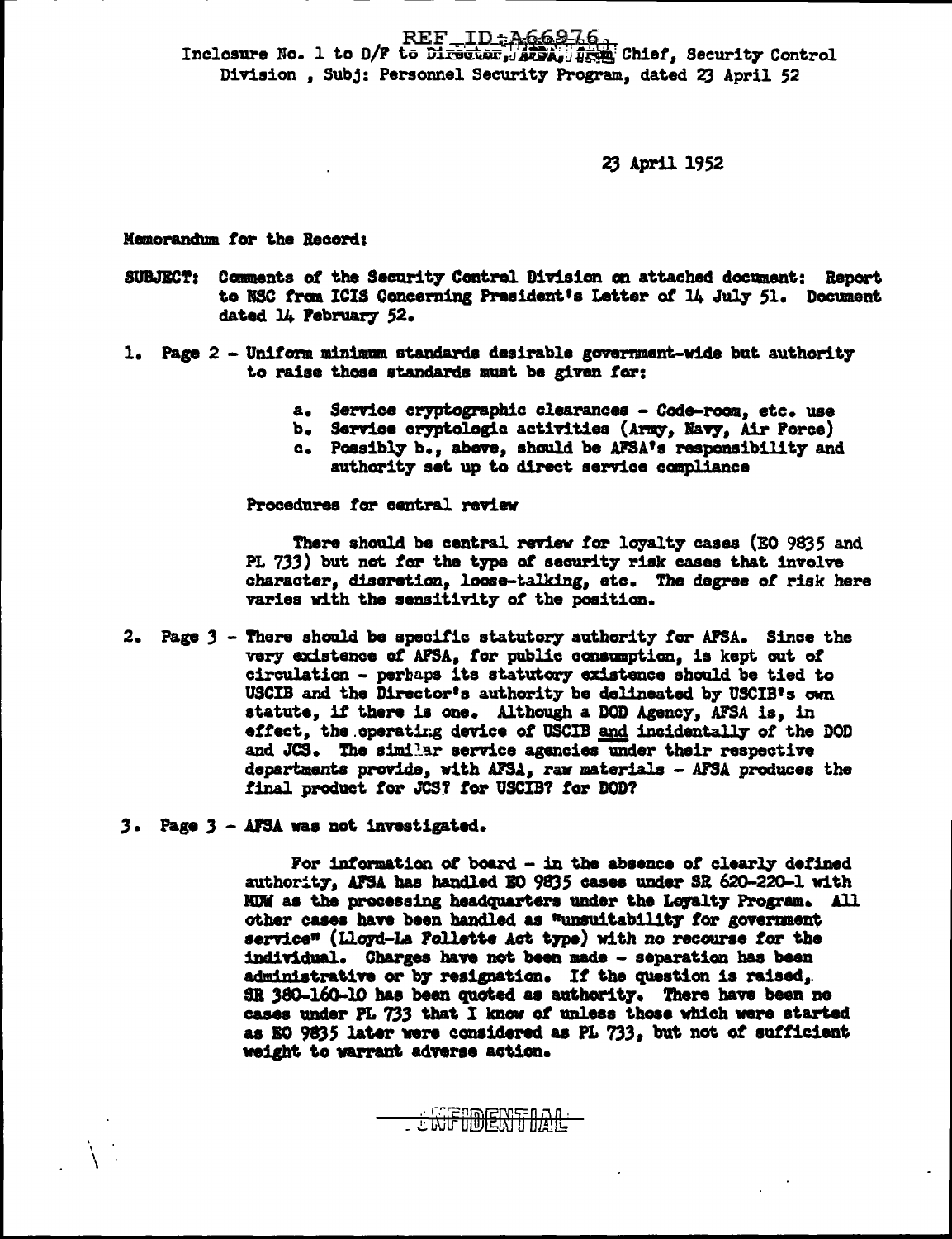REF ID:A66976

Inclosure No. 1 to D/F to Director, AFSA, from Chief, Security Control Division , Subj: Personnel Security Program, dated 23 April 52

23 April 1952

Memorandum for the Record:

SUBJECT: Comments of the Security Control Division on attached document: Report to NSC from ICIS Concerning President's Letter of 14 July 51. Document dated 14 February 52.

1. Page 2 - Uniform minimum standards desirable government-wide but authority to raise those standards must be given for:

   a. Service cryptographic clearances - Code-room, etc. use
   b. Service cryptologic activities (Army, Navy, Air Force)
   c. Possibly b., above, should be AFSA's responsibility and authority set up to direct service compliance

   Procedures for central review

   There should be central review for loyalty cases (EO 9835 and PL 733) but not for the type of security risk cases that involve character, discretion, loose-talking, etc. The degree of risk here varies with the sensitivity of the position.

2. Page 3 - There should be specific statutory authority for AFSA. Since the very existence of AFSA, for public consumption, is kept out of circulation - perhaps its statutory existence should be tied to USCIB and the Director's authority be delineated by USCIB's own statute, if there is one. Although a DOD Agency, AFSA is, in effect, the operating device of USCIB and incidentally of the DOD and JCS. The similar service agencies under their respective departments provide, with AFSA, raw materials - AFSA produces the final product for JCS? for USCIB? for DOD?

3. Page 3 - AFSA was not investigated.

   For information of board - in the absence of clearly defined authority, AFSA has handled EO 9835 cases under SR 620-220-1 with MDW as the processing headquarters under the Loyalty Program. All other cases have been handled as "unsuitability for government service" (Lloyd-La Follette Act type) with no recourse for the individual. Charges have not been made - separation has been administrative or by resignation. If the question is raised, SR 380-160-10 has been quoted as authority. There have been no cases under PL 733 that I know of unless those which were started as EO 9835 later were considered as PL 733, but not of sufficient weight to warrant adverse action.

CONFIDENTIAL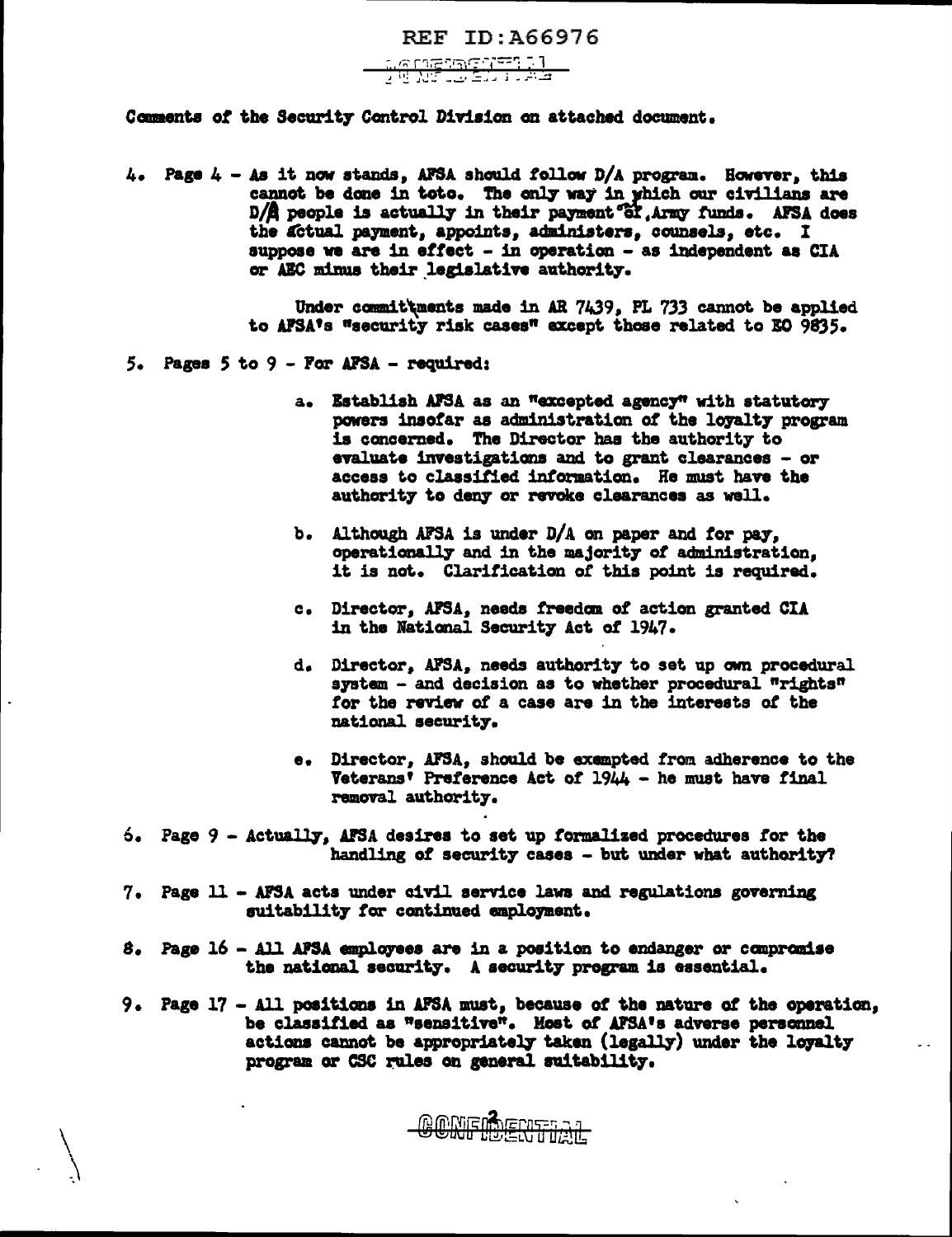REF ID:A66976

CONFIDENTIAL

Comments of the Security Control Division on attached document.

4. Page 4 - As it now stands, AFSA should follow D/A program. However, this cannot be done in toto. The only way in which our civilians are D/A people is actually in their payment of Army funds. AFSA does the actual payment, appoints, administers, counsels, etc. I suppose we are in effect - in operation - as independent as CIA or AEC minus their legislative authority.

   Under committments made in AR 7439, PL 733 cannot be applied to AFSA's "security risk cases" except those related to EO 9835.

5. Pages 5 to 9 - For AFSA - required:

   a. Establish AFSA as an "excepted agency" with statutory powers insofar as administration of the loyalty program is concerned. The Director has the authority to evaluate investigations and to grant clearances - or access to classified information. He must have the authority to deny or revoke clearances as well.

   b. Although AFSA is under D/A on paper and for pay, operationally and in the majority of administration, it is not. Clarification of this point is required.

   c. Director, AFSA, needs freedom of action granted CIA in the National Security Act of 1947.

   d. Director, AFSA, needs authority to set up own procedural system - and decision as to whether procedural "rights" for the review of a case are in the interests of the national security.

   e. Director, AFSA, should be exempted from adherence to the Veterans' Preference Act of 1944 - he must have final removal authority.

6. Page 9 - Actually, AFSA desires to set up formalized procedures for the handling of security cases - but under what authority?

7. Page 11 - AFSA acts under civil service laws and regulations governing suitability for continued employment.

8. Page 16 - All AFSA employees are in a position to endanger or compromise the national security. A security program is essential.

9. Page 17 - All positions in AFSA must, because of the nature of the operation, be classified as "sensitive". Most of AFSA's adverse personnel actions cannot be appropriately taken (legally) under the loyalty program or CSC rules on general suitability.

CONFIDENTIAL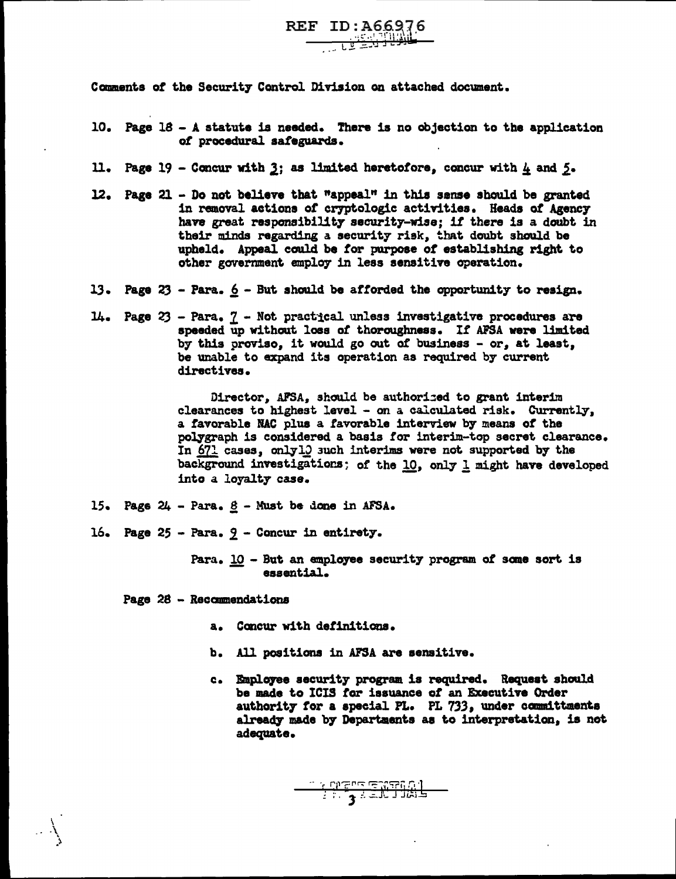Comments of the Security Control Division on attached document.

10. Page 18 - A statute is needed. There is no objection to the application of procedural safeguards.

11. Page 19 - Concur with 3; as limited heretofore, concur with 4 and 5.

12. Page 21 - Do not believe that "appeal" in this sense should be granted in removal actions of cryptologic activities. Heads of Agency have great responsibility security-wise; if there is a doubt in their minds regarding a security risk, that doubt should be upheld. Appeal could be for purpose of establishing right to other government employ in less sensitive operation.

13. Page 23 - Para. 6 - But should be afforded the opportunity to resign.

14. Page 23 - Para. 7 - Not practical unless investigative procedures are speeded up without loss of thoroughness. If AFSA were limited by this proviso, it would go out of business - or, at least, be unable to expand its operation as required by current directives.

    Director, AFSA, should be authorized to grant interim clearances to highest level - on a calculated risk. Currently, a favorable NAC plus a favorable interview by means of the polygraph is considered a basis for interim-top secret clearance. In 671 cases, only 10 such interims were not supported by the background investigations; of the 10, only 1 might have developed into a loyalty case.

15. Page 24 - Para. 8 - Must be done in AFSA.

16. Page 25 - Para. 9 - Concur in entirety.

    Para. 10 - But an employee security program of some sort is essential.

Page 28 - Recommendations

a. Concur with definitions.

b. All positions in AFSA are sensitive.

c. Employee security program is required. Request should be made to ICIS for issuance of an Executive Order authority for a special PL. PL 733, under committments already made by Departments as to interpretation, is not adequate.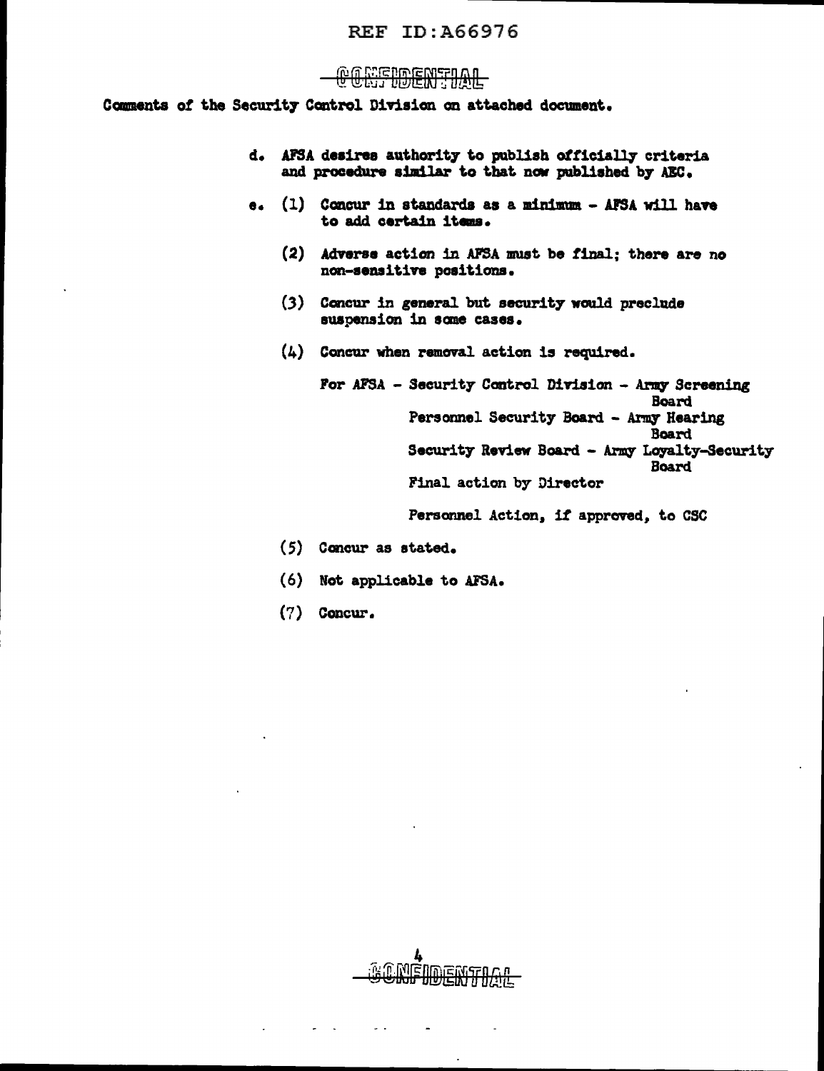CONFIDENTIAL

Comments of the Security Control Division on attached document.

d. AFSA desires authority to publish officially criteria and procedure similar to that now published by AEC.

e. (1) Concur in standards as a minimum - AFSA will have to add certain items.

(2) Adverse action in AFSA must be final; there are no non-sensitive positions.

(3) Concur in general but security would preclude suspension in some cases.

(4) Concur when removal action is required.

For AFSA - Security Control Division - Army Screening Board
Personnel Security Board - Army Hearing Board
Security Review Board - Army Loyalty-Security Board
Final action by Director

Personnel Action, if approved, to CSC

(5) Concur as stated.

(6) Not applicable to AFSA.

(7) Concur.

CONFIDENTIAL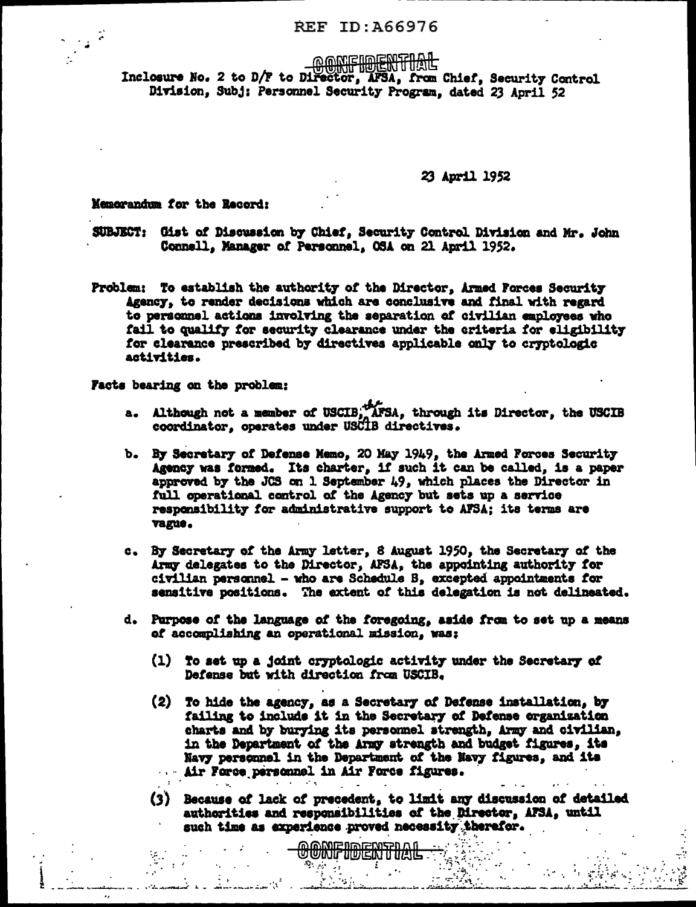CONFIDENTIAL

Inclosure No. 2 to D/F to Director, AFSA, from Chief, Security Control Division, Subj: Personnel Security Program, dated 23 April 52

23 April 1952

Memorandum for the Record:

SUBJECT: Gist of Discussion by Chief, Security Control Division and Mr. John Connell, Manager of Personnel, OSA on 21 April 1952.

Problem: To establish the authority of the Director, Armed Forces Security Agency, to render decisions which are conclusive and final with regard to personnel actions involving the separation of civilian employees who fail to qualify for security clearance under the criteria for eligibility for clearance prescribed by directives applicable only to cryptologic activities.

Facts bearing on the problem:

a. Although not a member of USCIB, the AFSA, through its Director, the USCIB coordinator, operates under USCIB directives.

b. By Secretary of Defense Memo, 20 May 1949, the Armed Forces Security Agency was formed. Its charter, if such it can be called, is a paper approved by the JCS on 1 September 49, which places the Director in full operational control of the Agency but sets up a service responsibility for administrative support to AFSA; its terms are vague.

c. By Secretary of the Army letter, 8 August 1950, the Secretary of the Army delegates to the Director, AFSA, the appointing authority for civilian personnel - who are Schedule B, excepted appointments for sensitive positions. The extent of this delegation is not delineated.

d. Purpose of the language of the foregoing, aside from to set up a means of accomplishing an operational mission, was;

   (1) To set up a joint cryptologic activity under the Secretary of Defense but with direction from USCIB.

   (2) To hide the agency, as a Secretary of Defense installation, by failing to include it in the Secretary of Defense organization charts and by burying its personnel strength, Army and civilian, in the Department of the Army strength and budget figures, its Navy personnel in the Department of the Navy figures, and its Air Force personnel in Air Force figures.

   (3) Because of lack of precedent, to limit any discussion of detailed authorities and responsibilities of the Director, AFSA, until such time as experience proved necessity therefor.

CONFIDENTIAL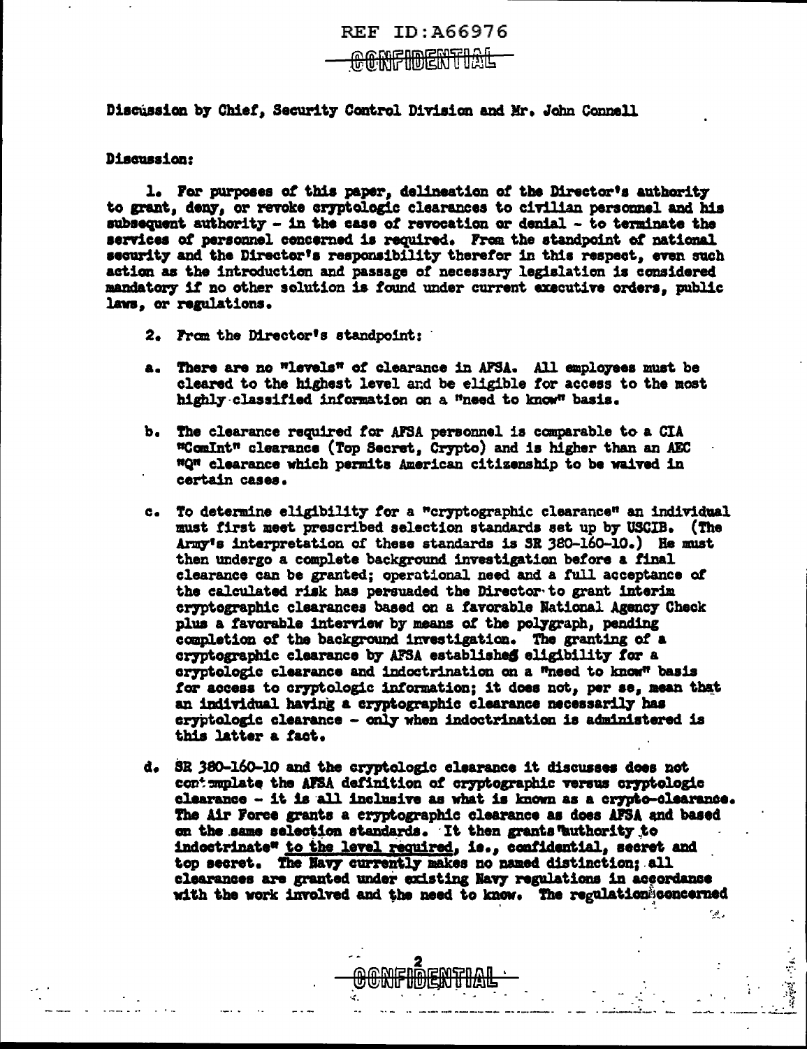Discussion by Chief, Security Control Division and Mr. John Connell

**Discussion:**

1. For purposes of this paper, delineation of the Director's authority to grant, deny, or revoke cryptologic clearances to civilian personnel and his subsequent authority - in the case of revocation or denial - to terminate the services of personnel concerned is required. From the standpoint of national security and the Director's responsibility therefor in this respect, even such action as the introduction and passage of necessary legislation is considered mandatory if no other solution is found under current executive orders, public laws, or regulations.

2. From the Director's standpoint:

a. There are no "levels" of clearance in AFSA. All employees must be cleared to the highest level and be eligible for access to the most highly classified information on a "need to know" basis.

b. The clearance required for AFSA personnel is comparable to a CIA "ComInt" clearance (Top Secret, Crypto) and is higher than an AEC "Q" clearance which permits American citizenship to be waived in certain cases.

c. To determine eligibility for a "cryptographic clearance" an individual must first meet prescribed selection standards set up by USCIB. (The Army's interpretation of these standards is SR 380-160-10.) He must then undergo a complete background investigation before a final clearance can be granted; operational need and a full acceptance of the calculated risk has persuaded the Director to grant interim cryptographic clearances based on a favorable National Agency Check plus a favorable interview by means of the polygraph, pending completion of the background investigation. The granting of a cryptographic clearance by AFSA establishes eligibility for a cryptologic clearance and indoctrination on a "need to know" basis for access to cryptologic information; it does not, per se, mean that an individual having a cryptographic clearance necessarily has cryptologic clearance - only when indoctrination is administered is this latter a fact.

d. SR 380-160-10 and the cryptologic clearance it discusses does not contemplate the AFSA definition of cryptographic versus cryptologic clearance - it is all inclusive as what is known as a crypto-clearance. The Air Force grants a cryptographic clearance as does AFSA and based on the same selection standards. It then grants "authority to indoctrinate" <u>to the level required</u>, ie., confidential, secret and top secret. The Navy currently makes no named distinction; all clearances are granted under existing Navy regulations in accordance with the work involved and the need to know. The regulation concerned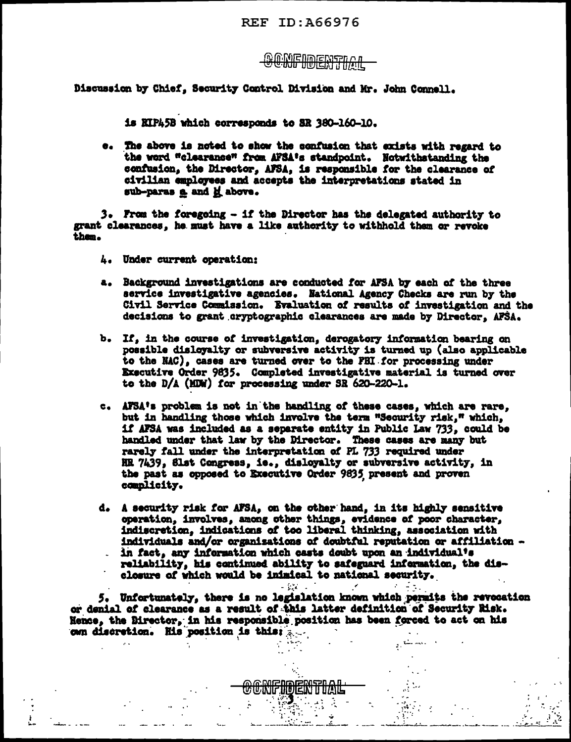CONFIDENTIAL

Discussion by Chief, Security Control Division and Mr. John Connell.

is RIP45B which corresponds to SR 380-160-10.

e. The above is noted to show the confusion that exists with regard to the word "clearance" from AFSA's standpoint. Notwithstanding the confusion, the Director, AFSA, is responsible for the clearance of civilian employees and accepts the interpretations stated in sub-paras a and d above.

3. From the foregoing - if the Director has the delegated authority to grant clearances, he must have a like authority to withhold them or revoke them.

4. Under current operation:

a. Background investigations are conducted for AFSA by each of the three service investigative agencies. National Agency Checks are run by the Civil Service Commission. Evaluation of results of investigation and the decisions to grant cryptographic clearances are made by Director, AFSA.

b. If, in the course of investigation, derogatory information bearing on possible disloyalty or subversive activity is turned up (also applicable to the NAC), cases are turned over to the FBI for processing under Executive Order 9835. Completed investigative material is turned over to the D/A (MDW) for processing under SR 620-220-1.

c. AFSA's problem is not in the handling of these cases, which are rare, but in handling those which involve the term "Security risk," which, if AFSA was included as a separate entity in Public Law 733, could be handled under that law by the Director. These cases are many but rarely fall under the interpretation of PL 733 required under HR 7439, 81st Congress, ie., disloyalty or subversive activity, in the past as opposed to Executive Order 9835 present and proven complicity.

d. A security risk for AFSA, on the other hand, in its highly sensitive operation, involves, among other things, evidence of poor character, indiscretion, indications of too liberal thinking, association with individuals and/or organizations of doubtful reputation or affiliation - in fact, any information which casts doubt upon an individual's reliability, his continued ability to safeguard information, the disclosure of which would be inimical to national security.

5. Unfortunately, there is no legislation known which permits the revocation or denial of clearance as a result of this latter definition of Security Risk. Hence, the Director, in his responsible position has been forced to act on his own discretion. His position is this:

CONFIDENTIAL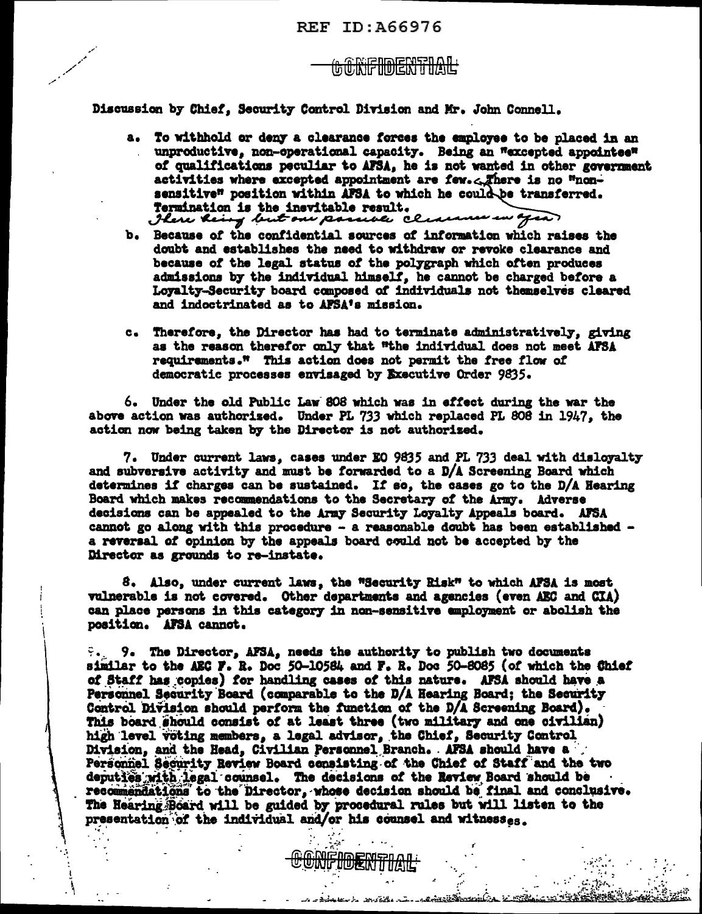CONFIDENTIAL

Discussion by Chief, Security Control Division and Mr. John Connell.

a. To withhold or deny a clearance forces the employee to be placed in an unproductive, non-operational capacity. Being an "excepted appointee" of qualifications peculiar to AFSA, he is not wanted in other government activities where excepted appointment are few. There is no "non-sensitive" position within AFSA to which he could be transferred. Termination is the inevitable result.
*There being but one possible clearance in year*

b. Because of the confidential sources of information which raises the doubt and establishes the need to withdraw or revoke clearance and because of the legal status of the polygraph which often produces admissions by the individual himself, he cannot be charged before a Loyalty-Security board composed of individuals not themselves cleared and indoctrinated as to AFSA's mission.

c. Therefore, the Director has had to terminate administratively, giving as the reason therefor only that "the individual does not meet AFSA requirements." This action does not permit the free flow of democratic processes envisaged by Executive Order 9835.

6. Under the old Public Law 808 which was in effect during the war the above action was authorized. Under PL 733 which replaced PL 808 in 1947, the action now being taken by the Director is not authorized.

7. Under current laws, cases under EO 9835 and PL 733 deal with disloyalty and subversive activity and must be forwarded to a D/A Screening Board which determines if charges can be sustained. If so, the cases go to the D/A Hearing Board which makes recommendations to the Secretary of the Army. Adverse decisions can be appealed to the Army Security Loyalty Appeals board. AFSA cannot go along with this procedure - a reasonable doubt has been established - a reversal of opinion by the appeals board could not be accepted by the Director as grounds to re-instate.

8. Also, under current laws, the "Security Risk" to which AFSA is most vulnerable is not covered. Other departments and agencies (even AEC and CIA) can place persons in this category in non-sensitive employment or abolish the position. AFSA cannot.

9. The Director, AFSA, needs the authority to publish two documents similar to the AEC F. R. Doc 50-10584 and F. R. Doc 50-8085 (of which the Chief of Staff has copies) for handling cases of this nature. AFSA should have a Personnel Security Board (comparable to the D/A Hearing Board; the Security Control Division should perform the function of the D/A Screening Board). This board should consist of at least three (two military and one civilian) high level voting members, a legal advisor, the Chief, Security Control Division, and the Head, Civilian Personnel Branch. AFSA should have a Personnel Security Review Board consisting of the Chief of Staff and the two deputies with legal counsel. The decisions of the Review Board should be recommendations to the Director, whose decision should be final and conclusive. The Hearing Board will be guided by procedural rules but will listen to the presentation of the individual and/or his counsel and witnesses.

CONFIDENTIAL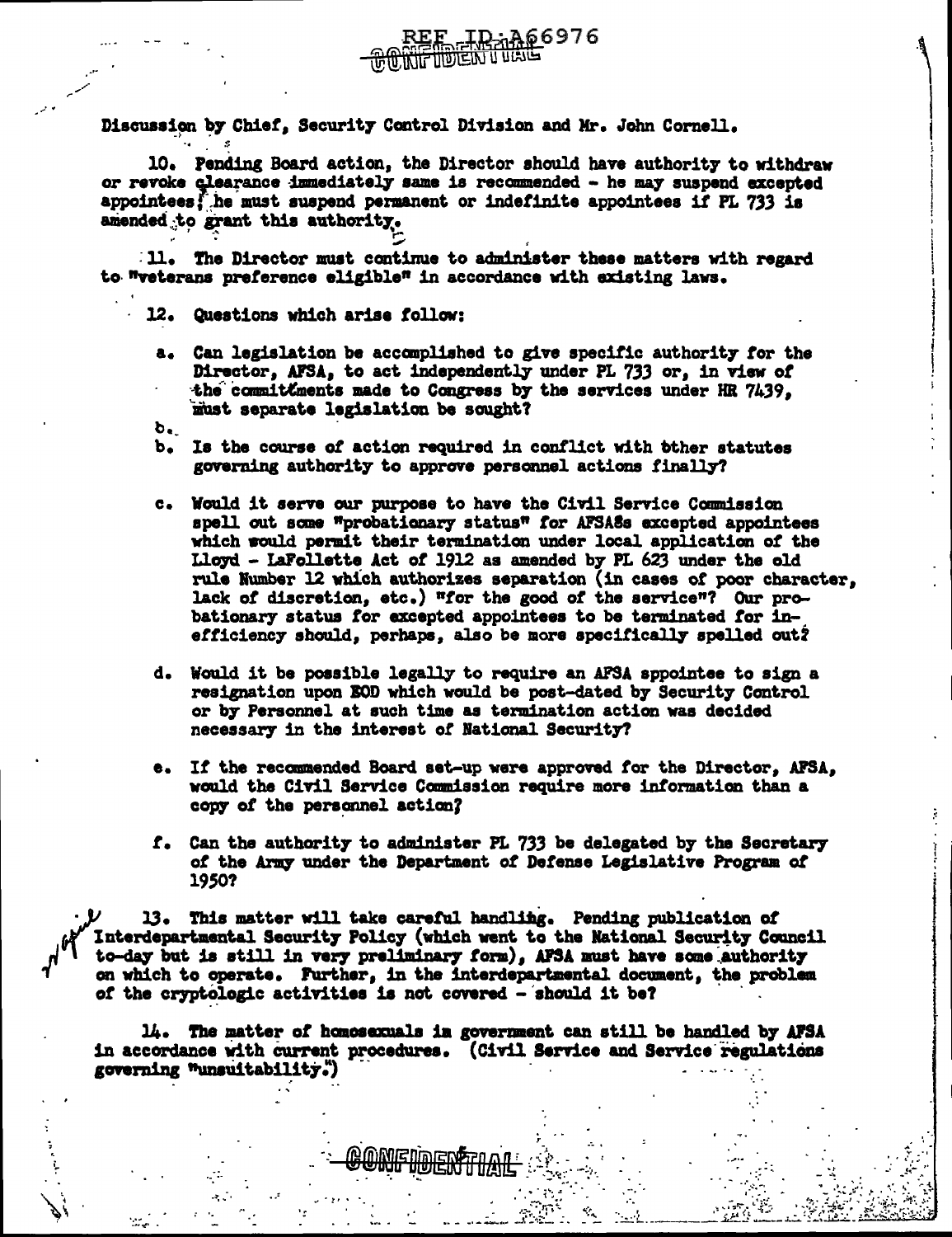REF ID:A66976

CONFIDENTIAL

Discussion by Chief, Security Control Division and Mr. John Cornell.

10. Pending Board action, the Director should have authority to withdraw or revoke clearance immediately same is recommended - he may suspend excepted appointees; he must suspend permanent or indefinite appointees if PL 733 is amended to grant this authority.

11. The Director must continue to administer these matters with regard to "veterans preference eligible" in accordance with existing laws.

12. Questions which arise follow:

a. Can legislation be accomplished to give specific authority for the Director, AFSA, to act independently under PL 733 or, in view of the committments made to Congress by the services under HR 7439, must separate legislation be sought?

b. Is the course of action required in conflict with other statutes governing authority to approve personnel actions finally?

c. Would it serve our purpose to have the Civil Service Commission spell out some "probationary status" for AFSA8s excepted appointees which would permit their termination under local application of the Lloyd - LaFollette Act of 1912 as amended by PL 623 under the old rule Number 12 which authorizes separation (in cases of poor character, lack of discretion, etc.) "for the good of the service"? Our probationary status for excepted appointees to be terminated for inefficiency should, perhaps, also be more specifically spelled out?

d. Would it be possible legally to require an AFSA appointee to sign a resignation upon EOD which would be post-dated by Security Control or by Personnel at such time as termination action was decided necessary in the interest of National Security?

e. If the recommended Board set-up were approved for the Director, AFSA, would the Civil Service Commission require more information than a copy of the personnel action?

f. Can the authority to administer PL 733 be delegated by the Secretary of the Army under the Department of Defense Legislative Program of 1950?

13. This matter will take careful handling. Pending publication of Interdepartmental Security Policy (which went to the National Security Council to-day but is still in very preliminary form), AFSA must have some authority on which to operate. Further, in the interdepartmental document, the problem of the cryptologic activities is not covered - should it be?

14. The matter of homosexuals in government can still be handled by AFSA in accordance with current procedures. (Civil Service and Service regulations governing "unsuitability.")

CONFIDENTIAL